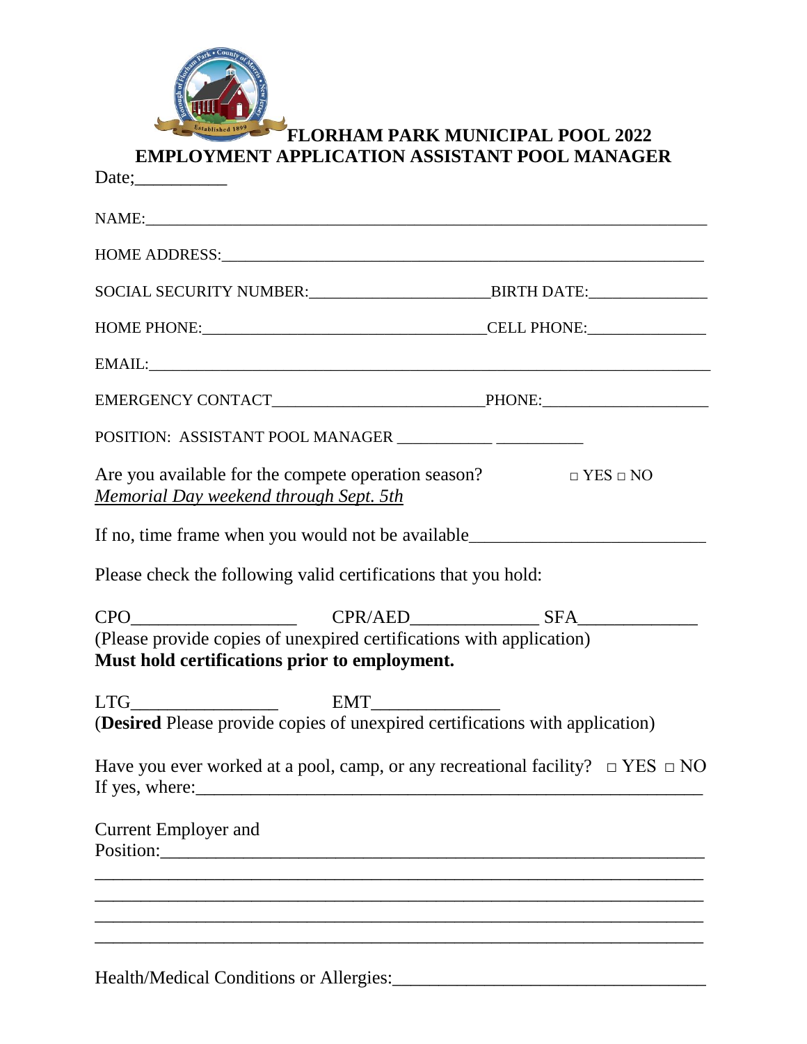# FLORHAM PARK MUNICIPAL POOL 2022
## EMPLOYMENT APPLICATION ASSISTANT POOL MANAGER

Date;__________

NAME:_______________________________________________________________________

HOME ADDRESS:______________________________________________________________

SOCIAL SECURITY NUMBER:______________________BIRTH DATE:______________

HOME PHONE:___________________________________CELL PHONE:______________

EMAIL:_______________________________________________________________________

EMERGENCY CONTACT_________________________PHONE:___________________

POSITION: ASSISTANT POOL MANAGER ___________ __________

Are you available for the compete operation season? □ YES □ NO
*Memorial Day weekend through Sept. 5th*

If no, time frame when you would not be available_________________________

Please check the following valid certifications that you hold:

CPO_________________ CPR/AED_____________ SFA____________
(Please provide copies of unexpired certifications with application)
**Must hold certifications prior to employment.**

LTG_______________ EMT_____________
(**Desired** Please provide copies of unexpired certifications with application)

Have you ever worked at a pool, camp, or any recreational facility? □ YES □ NO
If yes, where:_______________________________________________________

Current Employer and
Position:____________________________________________________________
_____________________________________________________________________
_____________________________________________________________________
_____________________________________________________________________
_____________________________________________________________________

Health/Medical Conditions or Allergies:_________________________________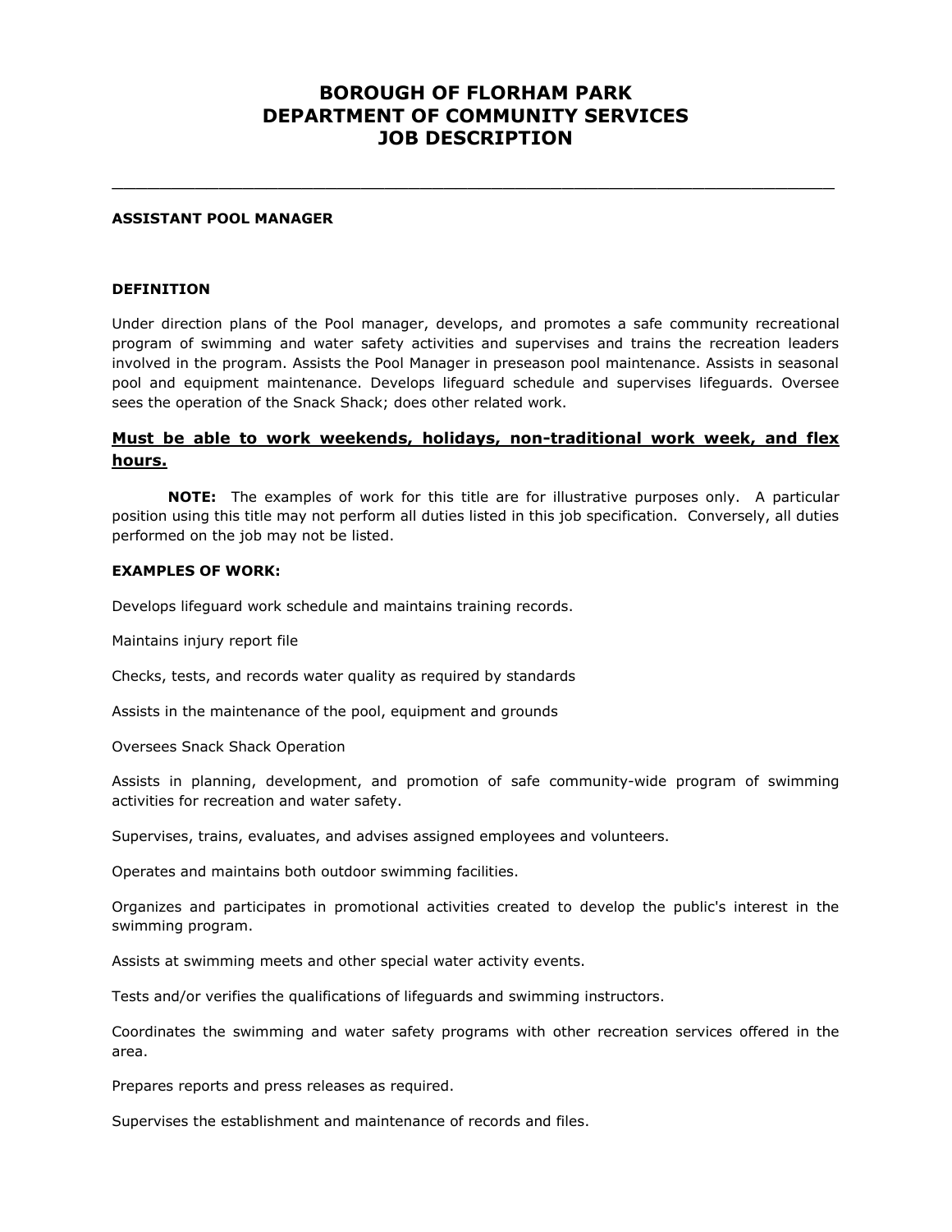# BOROUGH OF FLORHAM PARK
# DEPARTMENT OF COMMUNITY SERVICES
# JOB DESCRIPTION

---

**ASSISTANT POOL MANAGER**

**DEFINITION**

Under direction plans of the Pool manager, develops, and promotes a safe community recreational program of swimming and water safety activities and supervises and trains the recreation leaders involved in the program. Assists the Pool Manager in preseason pool maintenance. Assists in seasonal pool and equipment maintenance. Develops lifeguard schedule and supervises lifeguards. Oversee sees the operation of the Snack Shack; does other related work.

**<u>Must be able to work weekends, holidays, non-traditional work week, and flex hours.</u>**

**NOTE:** The examples of work for this title are for illustrative purposes only. A particular position using this title may not perform all duties listed in this job specification. Conversely, all duties performed on the job may not be listed.

**EXAMPLES OF WORK:**

Develops lifeguard work schedule and maintains training records.

Maintains injury report file

Checks, tests, and records water quality as required by standards

Assists in the maintenance of the pool, equipment and grounds

Oversees Snack Shack Operation

Assists in planning, development, and promotion of safe community-wide program of swimming activities for recreation and water safety.

Supervises, trains, evaluates, and advises assigned employees and volunteers.

Operates and maintains both outdoor swimming facilities.

Organizes and participates in promotional activities created to develop the public's interest in the swimming program.

Assists at swimming meets and other special water activity events.

Tests and/or verifies the qualifications of lifeguards and swimming instructors.

Coordinates the swimming and water safety programs with other recreation services offered in the area.

Prepares reports and press releases as required.

Supervises the establishment and maintenance of records and files.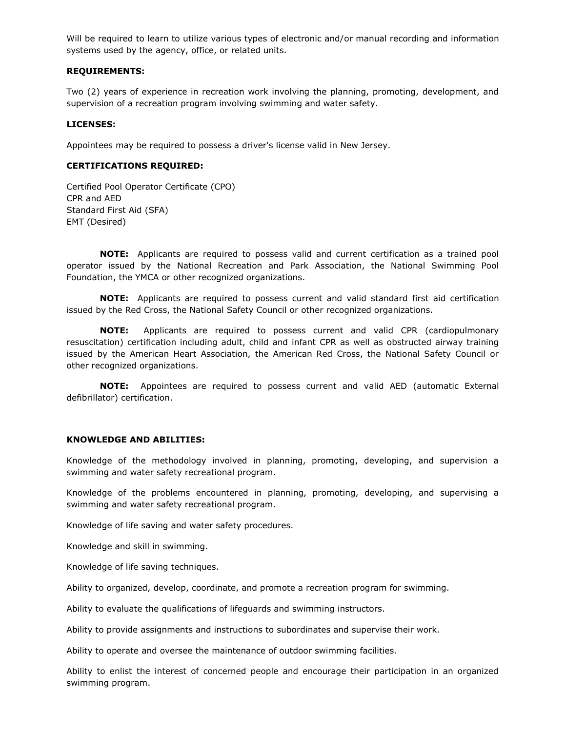Will be required to learn to utilize various types of electronic and/or manual recording and information systems used by the agency, office, or related units.

**REQUIREMENTS:**

Two (2) years of experience in recreation work involving the planning, promoting, development, and supervision of a recreation program involving swimming and water safety.

**LICENSES:**

Appointees may be required to possess a driver's license valid in New Jersey.

**CERTIFICATIONS REQUIRED:**

Certified Pool Operator Certificate (CPO)
CPR and AED
Standard First Aid (SFA)
EMT (Desired)

**NOTE:** Applicants are required to possess valid and current certification as a trained pool operator issued by the National Recreation and Park Association, the National Swimming Pool Foundation, the YMCA or other recognized organizations.

**NOTE:** Applicants are required to possess current and valid standard first aid certification issued by the Red Cross, the National Safety Council or other recognized organizations.

**NOTE:** Applicants are required to possess current and valid CPR (cardiopulmonary resuscitation) certification including adult, child and infant CPR as well as obstructed airway training issued by the American Heart Association, the American Red Cross, the National Safety Council or other recognized organizations.

**NOTE:** Appointees are required to possess current and valid AED (automatic External defibrillator) certification.

**KNOWLEDGE AND ABILITIES:**

Knowledge of the methodology involved in planning, promoting, developing, and supervision a swimming and water safety recreational program.

Knowledge of the problems encountered in planning, promoting, developing, and supervising a swimming and water safety recreational program.

Knowledge of life saving and water safety procedures.

Knowledge and skill in swimming.

Knowledge of life saving techniques.

Ability to organized, develop, coordinate, and promote a recreation program for swimming.

Ability to evaluate the qualifications of lifeguards and swimming instructors.

Ability to provide assignments and instructions to subordinates and supervise their work.

Ability to operate and oversee the maintenance of outdoor swimming facilities.

Ability to enlist the interest of concerned people and encourage their participation in an organized swimming program.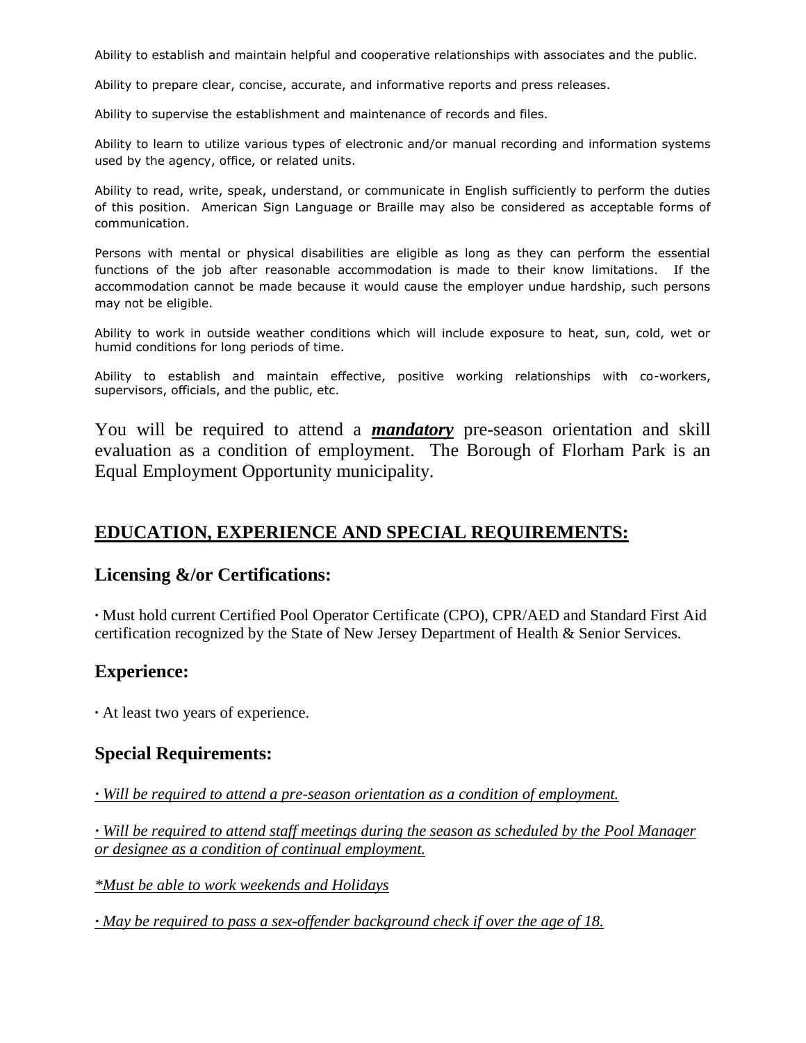Ability to establish and maintain helpful and cooperative relationships with associates and the public.

Ability to prepare clear, concise, accurate, and informative reports and press releases.

Ability to supervise the establishment and maintenance of records and files.

Ability to learn to utilize various types of electronic and/or manual recording and information systems used by the agency, office, or related units.

Ability to read, write, speak, understand, or communicate in English sufficiently to perform the duties of this position. American Sign Language or Braille may also be considered as acceptable forms of communication.

Persons with mental or physical disabilities are eligible as long as they can perform the essential functions of the job after reasonable accommodation is made to their know limitations. If the accommodation cannot be made because it would cause the employer undue hardship, such persons may not be eligible.

Ability to work in outside weather conditions which will include exposure to heat, sun, cold, wet or humid conditions for long periods of time.

Ability to establish and maintain effective, positive working relationships with co-workers, supervisors, officials, and the public, etc.

You will be required to attend a ***mandatory*** pre-season orientation and skill evaluation as a condition of employment. The Borough of Florham Park is an Equal Employment Opportunity municipality.

## EDUCATION, EXPERIENCE AND SPECIAL REQUIREMENTS:

### Licensing &/or Certifications:

· Must hold current Certified Pool Operator Certificate (CPO), CPR/AED and Standard First Aid certification recognized by the State of New Jersey Department of Health & Senior Services.

### Experience:

· At least two years of experience.

### Special Requirements:

*· Will be required to attend a pre-season orientation as a condition of employment.*

*· Will be required to attend staff meetings during the season as scheduled by the Pool Manager or designee as a condition of continual employment.*

*\*Must be able to work weekends and Holidays*

*· May be required to pass a sex-offender background check if over the age of 18.*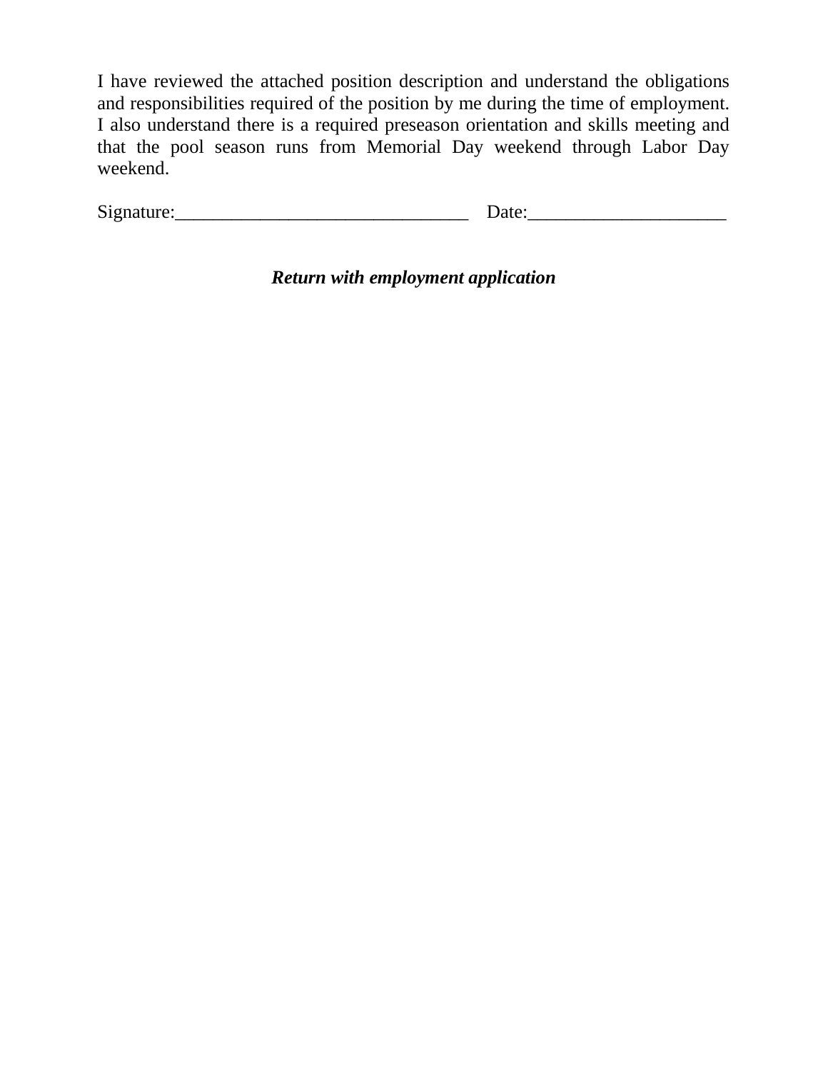I have reviewed the attached position description and understand the obligations and responsibilities required of the position by me during the time of employment. I also understand there is a required preseason orientation and skills meeting and that the pool season runs from Memorial Day weekend through Labor Day weekend.

Signature:_______________________________ Date:_____________________

***Return with employment application***